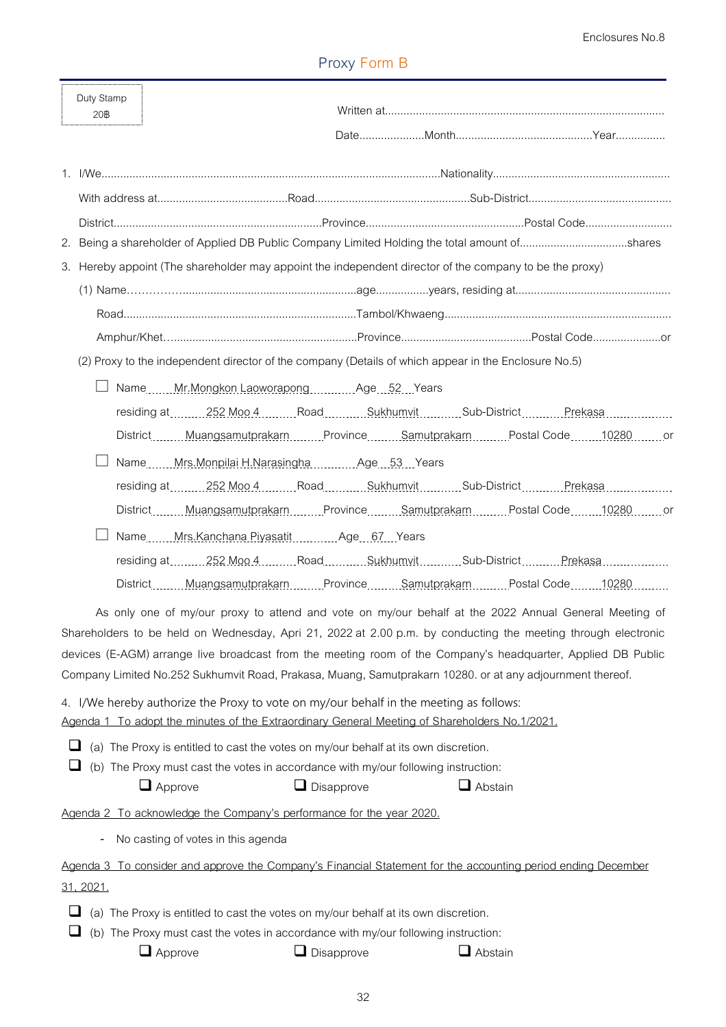Enclosures No.8

# Proxy Form B

Duty Stamp 20฿

Written at..........................................................................................

Date.....................Month............................................Year................

1. I/We..............................................................................................................Nationality.........................................................

   With address at..........................................Road.................................................Sub-District.............................................

   District...................................................................Province..................................................Postal Code............................

2. Being a shareholder of Applied DB Public Company Limited Holding the total amount of..................................shares

3. Hereby appoint (The shareholder may appoint the independent director of the company to be the proxy)

   (1) Name……………........................................................age.................years, residing at.................................................

   Road..........................................................................Tambol/Khwaeng........................................................................

   Amphur/Khet….........................................................Province..........................................Postal Code......................or

   (2) Proxy to the independent director of the company (Details of which appear in the Enclosure No.5)

   ☐ Name Mr.Mongkon Laoworapong Age 52 Years
   residing at 252 Moo 4 Road Sukhumvit Sub-District Prekasa
   District Muangsamutprakarn Province Samutprakarn Postal Code 10280 or

   ☐ Name Mrs.Monpilai H.Narasingha Age 53 Years
   residing at 252 Moo 4 Road Sukhumvit Sub-District Prekasa
   District Muangsamutprakarn Province Samutprakarn Postal Code 10280 or

   ☐ Name Mrs.Kanchana Piyasatit Age 67 Years
   residing at 252 Moo 4 Road Sukhumvit Sub-District Prekasa
   District Muangsamutprakarn Province Samutprakarn Postal Code 10280

As only one of my/our proxy to attend and vote on my/our behalf at the 2022 Annual General Meeting of Shareholders to be held on Wednesday, Apri 21, 2022 at 2.00 p.m. by conducting the meeting through electronic devices (E-AGM) arrange live broadcast from the meeting room of the Company's headquarter, Applied DB Public Company Limited No.252 Sukhumvit Road, Prakasa, Muang, Samutprakarn 10280. or at any adjournment thereof.

4. I/We hereby authorize the Proxy to vote on my/our behalf in the meeting as follows:

Agenda 1 To adopt the minutes of the Extraordinary General Meeting of Shareholders No.1/2021.

☐ (a) The Proxy is entitled to cast the votes on my/our behalf at its own discretion.

☐ (b) The Proxy must cast the votes in accordance with my/our following instruction:

☐ Approve ☐ Disapprove ☐ Abstain

Agenda 2 To acknowledge the Company's performance for the year 2020.

- No casting of votes in this agenda

Agenda 3 To consider and approve the Company's Financial Statement for the accounting period ending December 31, 2021.

☐ (a) The Proxy is entitled to cast the votes on my/our behalf at its own discretion.

☐ (b) The Proxy must cast the votes in accordance with my/our following instruction:

☐ Approve ☐ Disapprove ☐ Abstain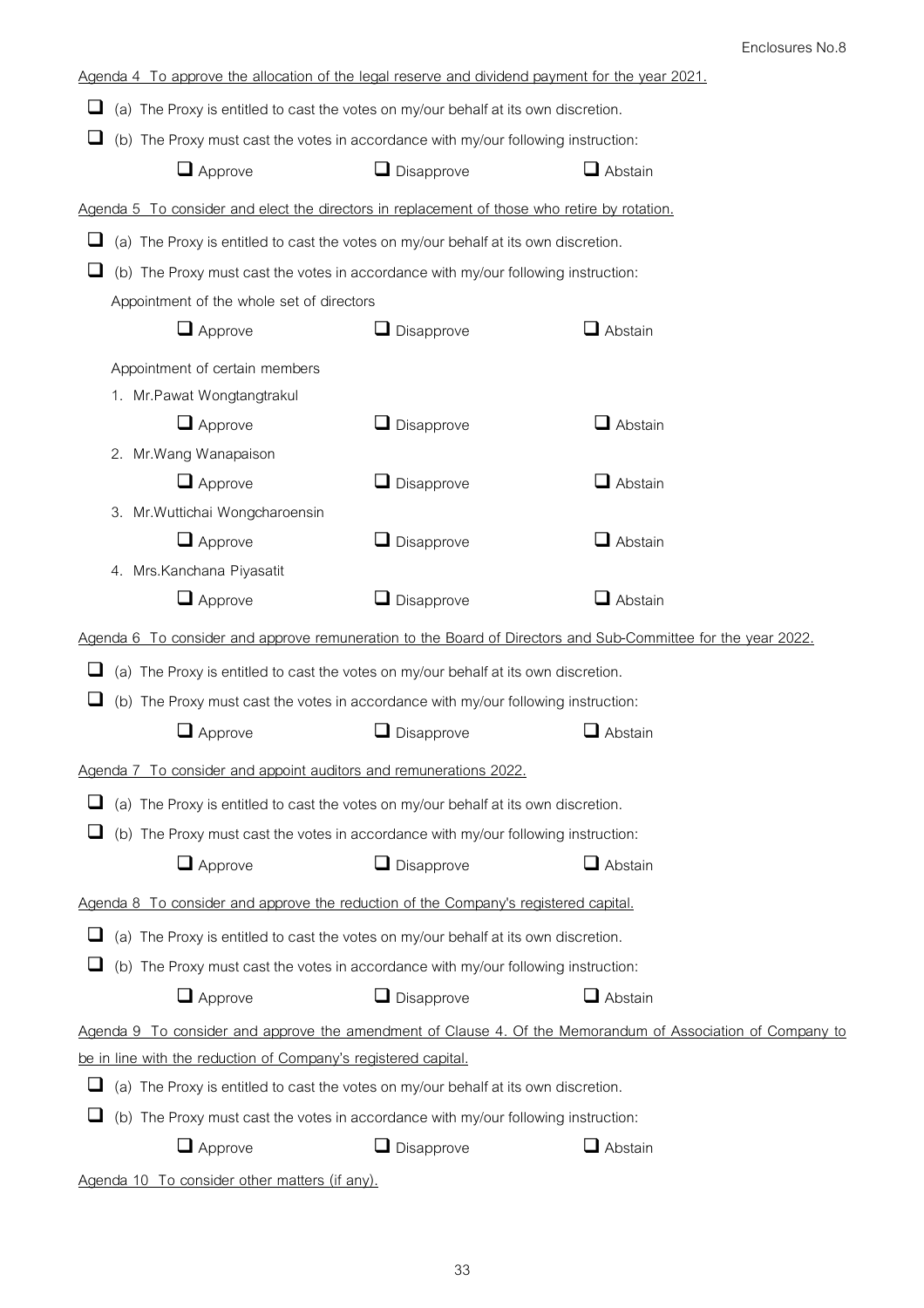Enclosures No.8

Agenda 4 To approve the allocation of the legal reserve and dividend payment for the year 2021.

❑ (a) The Proxy is entitled to cast the votes on my/our behalf at its own discretion.

❑ (b) The Proxy must cast the votes in accordance with my/our following instruction:

❑ Approve ❑ Disapprove ❑ Abstain

Agenda 5 To consider and elect the directors in replacement of those who retire by rotation.

❑ (a) The Proxy is entitled to cast the votes on my/our behalf at its own discretion.

❑ (b) The Proxy must cast the votes in accordance with my/our following instruction:

Appointment of the whole set of directors

❑ Approve ❑ Disapprove ❑ Abstain

Appointment of certain members

1. Mr.Pawat Wongtangtrakul

❑ Approve ❑ Disapprove ❑ Abstain

2. Mr.Wang Wanapaison

❑ Approve ❑ Disapprove ❑ Abstain

3. Mr.Wuttichai Wongcharoensin

❑ Approve ❑ Disapprove ❑ Abstain

4. Mrs.Kanchana Piyasatit

❑ Approve ❑ Disapprove ❑ Abstain

Agenda 6 To consider and approve remuneration to the Board of Directors and Sub-Committee for the year 2022.

❑ (a) The Proxy is entitled to cast the votes on my/our behalf at its own discretion.

❑ (b) The Proxy must cast the votes in accordance with my/our following instruction:

❑ Approve ❑ Disapprove ❑ Abstain

Agenda 7 To consider and appoint auditors and remunerations 2022.

❑ (a) The Proxy is entitled to cast the votes on my/our behalf at its own discretion.

❑ (b) The Proxy must cast the votes in accordance with my/our following instruction:

❑ Approve ❑ Disapprove ❑ Abstain

Agenda 8 To consider and approve the reduction of the Company's registered capital.

❑ (a) The Proxy is entitled to cast the votes on my/our behalf at its own discretion.

❑ (b) The Proxy must cast the votes in accordance with my/our following instruction:

❑ Approve ❑ Disapprove ❑ Abstain

Agenda 9 To consider and approve the amendment of Clause 4. Of the Memorandum of Association of Company to be in line with the reduction of Company's registered capital.

❑ (a) The Proxy is entitled to cast the votes on my/our behalf at its own discretion.

❑ (b) The Proxy must cast the votes in accordance with my/our following instruction:

❑ Approve ❑ Disapprove ❑ Abstain

Agenda 10 To consider other matters (if any).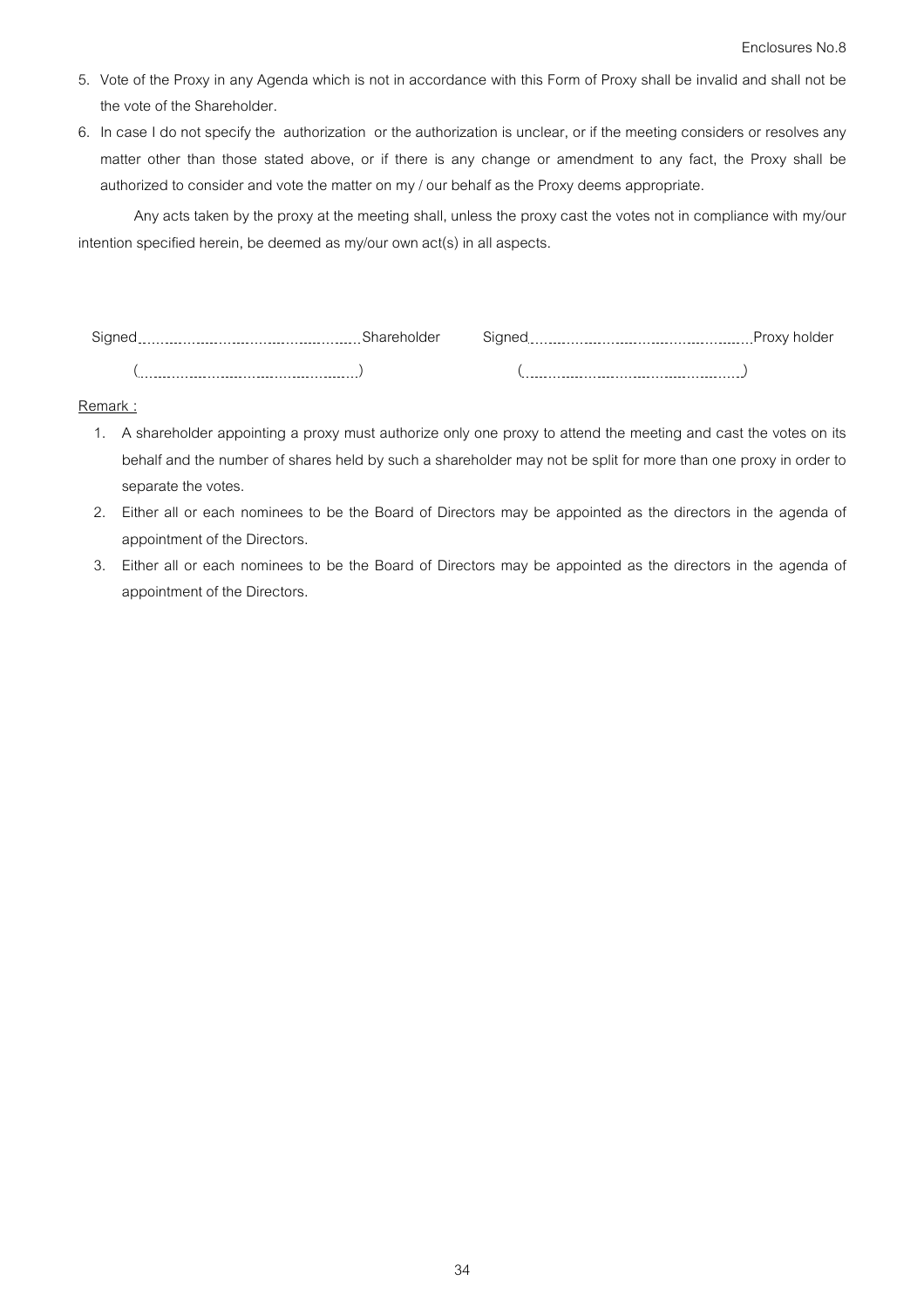5. Vote of the Proxy in any Agenda which is not in accordance with this Form of Proxy shall be invalid and shall not be the vote of the Shareholder.
6. In case I do not specify the authorization or the authorization is unclear, or if the meeting considers or resolves any matter other than those stated above, or if there is any change or amendment to any fact, the Proxy shall be authorized to consider and vote the matter on my / our behalf as the Proxy deems appropriate.

Any acts taken by the proxy at the meeting shall, unless the proxy cast the votes not in compliance with my/our intention specified herein, be deemed as my/our own act(s) in all aspects.

Signed.............................................Shareholder Signed.............................................Proxy holder

(.............................................) (.............................................)

Remark :

1. A shareholder appointing a proxy must authorize only one proxy to attend the meeting and cast the votes on its behalf and the number of shares held by such a shareholder may not be split for more than one proxy in order to separate the votes.
2. Either all or each nominees to be the Board of Directors may be appointed as the directors in the agenda of appointment of the Directors.
3. Either all or each nominees to be the Board of Directors may be appointed as the directors in the agenda of appointment of the Directors.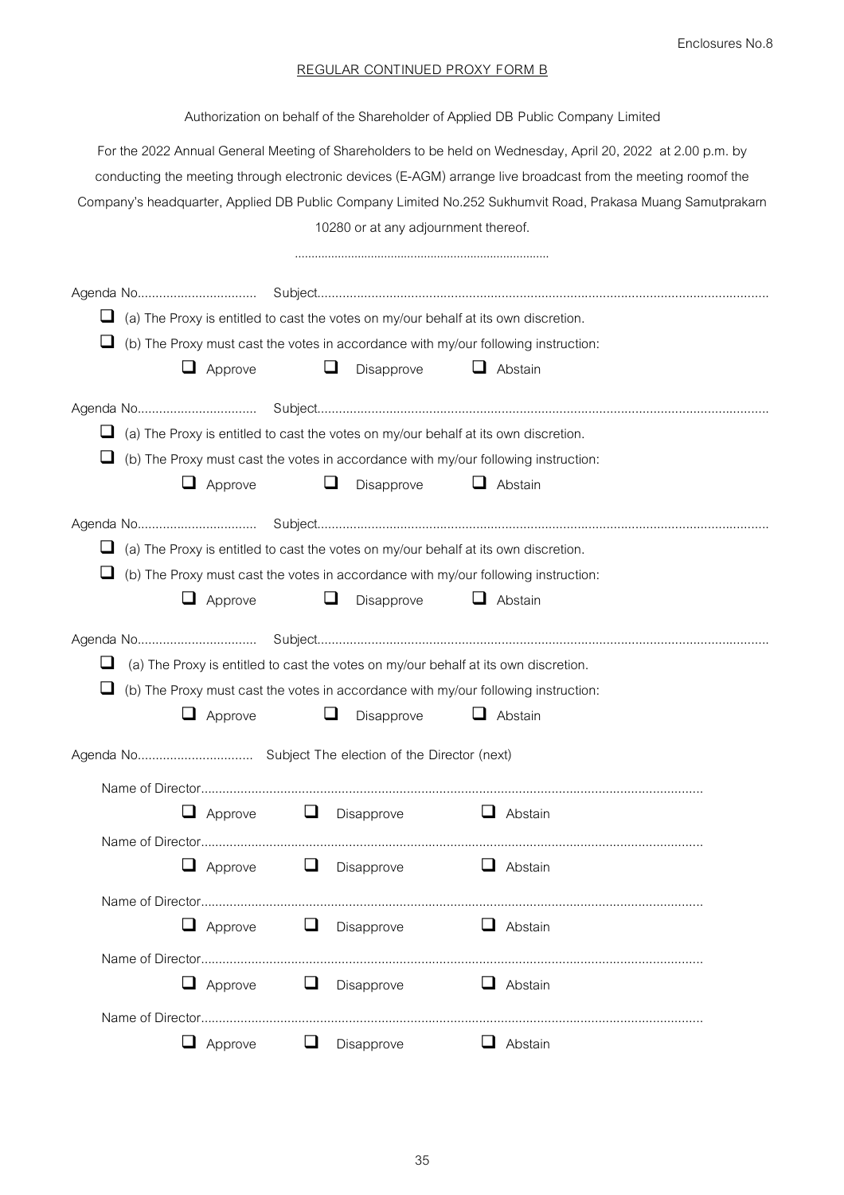Enclosures No.8

REGULAR CONTINUED PROXY FORM B

Authorization on behalf of the Shareholder of Applied DB Public Company Limited

For the 2022 Annual General Meeting of Shareholders to be held on Wednesday, April 20, 2022 at 2.00 p.m. by conducting the meeting through electronic devices (E-AGM) arrange live broadcast from the meeting roomof the Company's headquarter, Applied DB Public Company Limited No.252 Sukhumvit Road, Prakasa Muang Samutprakarn 10280 or at any adjournment thereof.

...........................................................................

Agenda No................................. Subject.............................................................................................................................

❑ (a) The Proxy is entitled to cast the votes on my/our behalf at its own discretion.

❑ (b) The Proxy must cast the votes in accordance with my/our following instruction:

❑ Approve ❑ Disapprove ❑ Abstain

Agenda No................................. Subject.............................................................................................................................

❑ (a) The Proxy is entitled to cast the votes on my/our behalf at its own discretion.

❑ (b) The Proxy must cast the votes in accordance with my/our following instruction:

❑ Approve ❑ Disapprove ❑ Abstain

Agenda No................................. Subject.............................................................................................................................

❑ (a) The Proxy is entitled to cast the votes on my/our behalf at its own discretion.

❑ (b) The Proxy must cast the votes in accordance with my/our following instruction:

❑ Approve ❑ Disapprove ❑ Abstain

Agenda No................................. Subject.............................................................................................................................

❑ (a) The Proxy is entitled to cast the votes on my/our behalf at its own discretion.

❑ (b) The Proxy must cast the votes in accordance with my/our following instruction:

❑ Approve ❑ Disapprove ❑ Abstain

Agenda No................................ Subject The election of the Director (next)

Name of Director..........................................................................................................................................

❑ Approve ❑ Disapprove ❑ Abstain

Name of Director..........................................................................................................................................

❑ Approve ❑ Disapprove ❑ Abstain

Name of Director..........................................................................................................................................

❑ Approve ❑ Disapprove ❑ Abstain

Name of Director..........................................................................................................................................

❑ Approve ❑ Disapprove ❑ Abstain

Name of Director..........................................................................................................................................

❑ Approve ❑ Disapprove ❑ Abstain